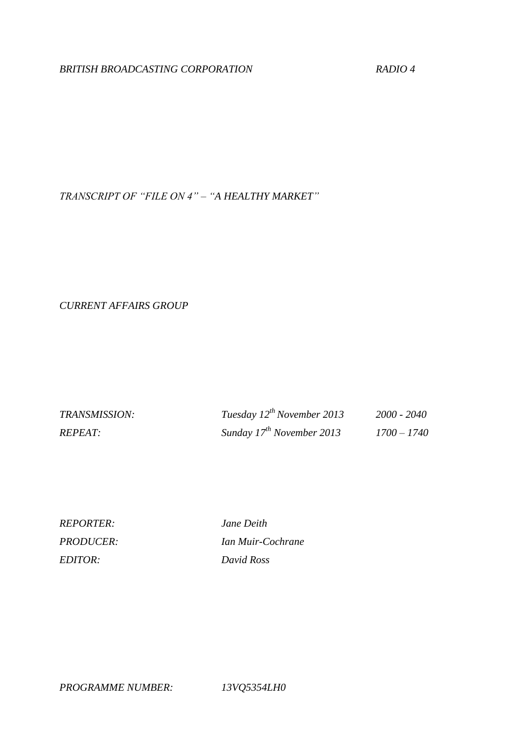*BRITISH BROADCASTING CORPORATION* *RADIO 4*

*TRANSCRIPT OF "FILE ON 4" – "A HEALTHY MARKET"*

*CURRENT AFFAIRS GROUP*

| | | |
|---|---|---|
| *TRANSMISSION:* | *Tuesday 12th November 2013* | *2000 - 2040* |
| *REPEAT:* | *Sunday 17th November 2013* | *1700 – 1740* |

| | |
|---|---|
| *REPORTER:* | *Jane Deith* |
| *PRODUCER:* | *Ian Muir-Cochrane* |
| *EDITOR:* | *David Ross* |

*PROGRAMME NUMBER:* *13VQ5354LH0*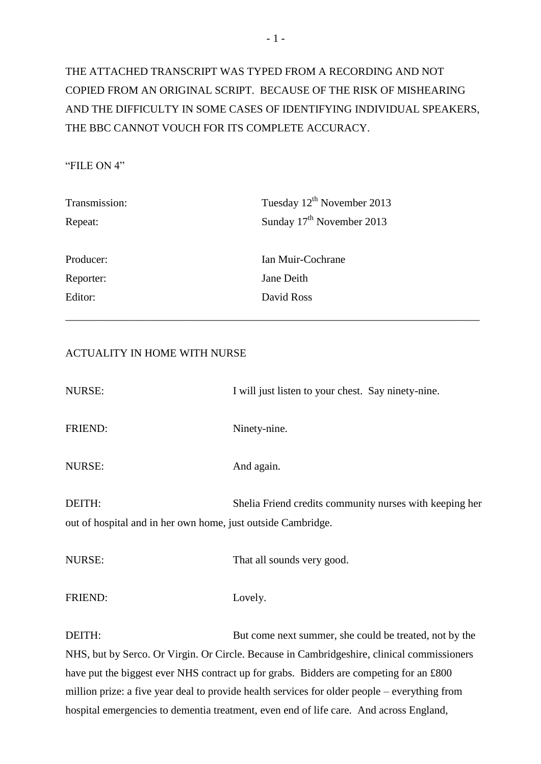THE ATTACHED TRANSCRIPT WAS TYPED FROM A RECORDING AND NOT COPIED FROM AN ORIGINAL SCRIPT. BECAUSE OF THE RISK OF MISHEARING AND THE DIFFICULTY IN SOME CASES OF IDENTIFYING INDIVIDUAL SPEAKERS, THE BBC CANNOT VOUCH FOR ITS COMPLETE ACCURACY.

"FILE ON 4"

| | |
|---|---|
| Transmission: | Tuesday 12th November 2013 |
| Repeat: | Sunday 17th November 2013 |
| | |
| Producer: | Ian Muir-Cochrane |
| Reporter: | Jane Deith |
| Editor: | David Ross |

---

ACTUALITY IN HOME WITH NURSE

NURSE: I will just listen to your chest. Say ninety-nine.

FRIEND: Ninety-nine.

NURSE: And again.

DEITH: Shelia Friend credits community nurses with keeping her out of hospital and in her own home, just outside Cambridge.

NURSE: That all sounds very good.

FRIEND: Lovely.

DEITH: But come next summer, she could be treated, not by the NHS, but by Serco. Or Virgin. Or Circle. Because in Cambridgeshire, clinical commissioners have put the biggest ever NHS contract up for grabs. Bidders are competing for an £800 million prize: a five year deal to provide health services for older people – everything from hospital emergencies to dementia treatment, even end of life care. And across England,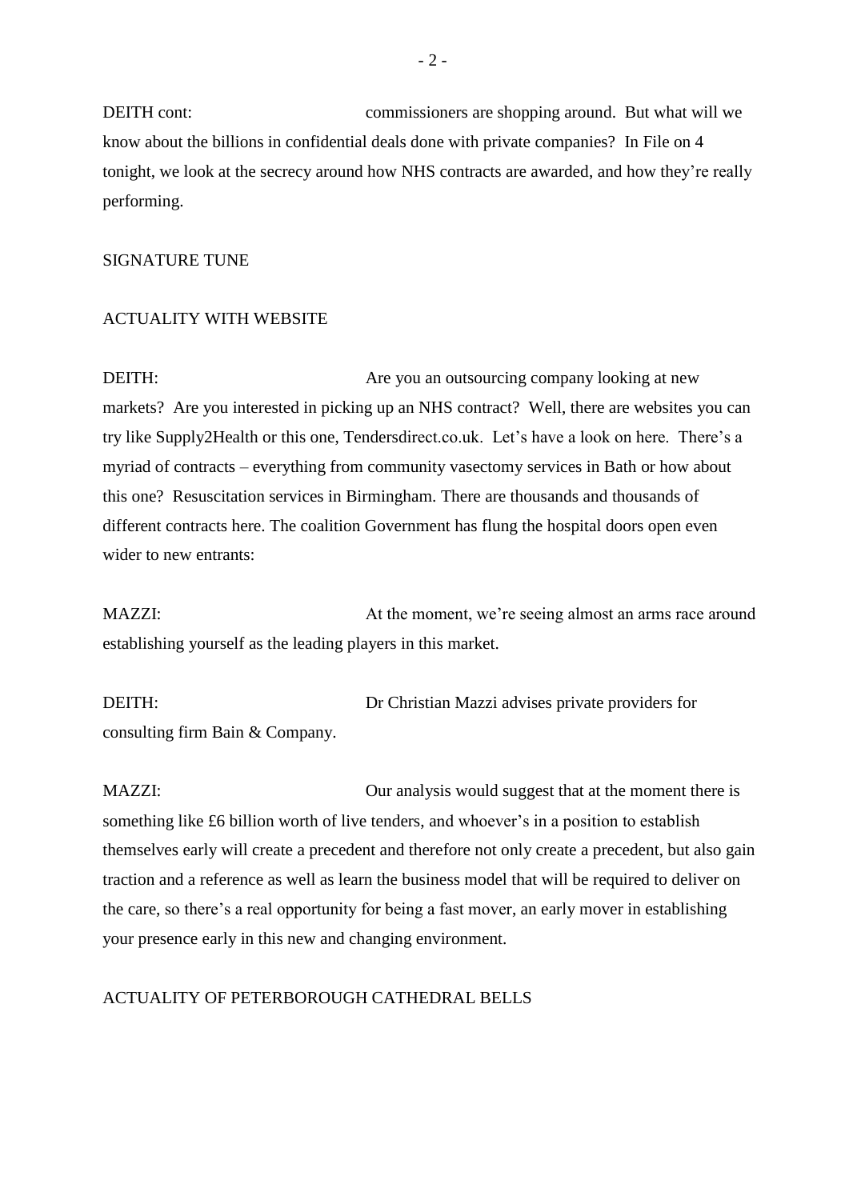DEITH cont: commissioners are shopping around. But what will we know about the billions in confidential deals done with private companies? In File on 4 tonight, we look at the secrecy around how NHS contracts are awarded, and how they're really performing.

SIGNATURE TUNE

ACTUALITY WITH WEBSITE

DEITH: Are you an outsourcing company looking at new markets? Are you interested in picking up an NHS contract? Well, there are websites you can try like Supply2Health or this one, Tendersdirect.co.uk. Let's have a look on here. There's a myriad of contracts – everything from community vasectomy services in Bath or how about this one? Resuscitation services in Birmingham. There are thousands and thousands of different contracts here. The coalition Government has flung the hospital doors open even wider to new entrants:

MAZZI: At the moment, we're seeing almost an arms race around establishing yourself as the leading players in this market.

DEITH: Dr Christian Mazzi advises private providers for consulting firm Bain & Company.

MAZZI: Our analysis would suggest that at the moment there is something like £6 billion worth of live tenders, and whoever's in a position to establish themselves early will create a precedent and therefore not only create a precedent, but also gain traction and a reference as well as learn the business model that will be required to deliver on the care, so there's a real opportunity for being a fast mover, an early mover in establishing your presence early in this new and changing environment.

ACTUALITY OF PETERBOROUGH CATHEDRAL BELLS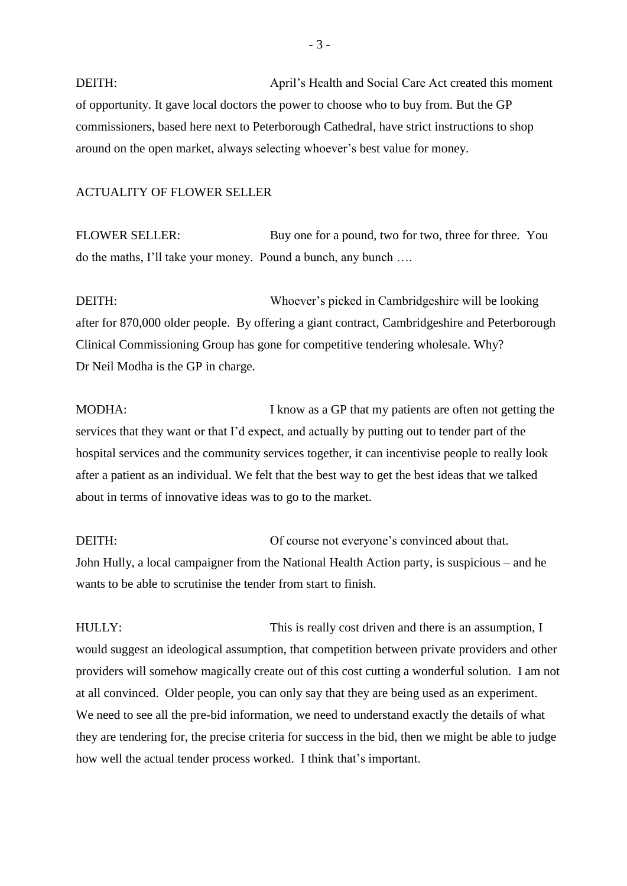DEITH: April's Health and Social Care Act created this moment of opportunity. It gave local doctors the power to choose who to buy from. But the GP commissioners, based here next to Peterborough Cathedral, have strict instructions to shop around on the open market, always selecting whoever's best value for money.

ACTUALITY OF FLOWER SELLER

FLOWER SELLER: Buy one for a pound, two for two, three for three. You do the maths, I'll take your money. Pound a bunch, any bunch ….

DEITH: Whoever's picked in Cambridgeshire will be looking after for 870,000 older people. By offering a giant contract, Cambridgeshire and Peterborough Clinical Commissioning Group has gone for competitive tendering wholesale. Why? Dr Neil Modha is the GP in charge.

MODHA: I know as a GP that my patients are often not getting the services that they want or that I'd expect, and actually by putting out to tender part of the hospital services and the community services together, it can incentivise people to really look after a patient as an individual. We felt that the best way to get the best ideas that we talked about in terms of innovative ideas was to go to the market.

DEITH: Of course not everyone's convinced about that. John Hully, a local campaigner from the National Health Action party, is suspicious – and he wants to be able to scrutinise the tender from start to finish.

HULLY: This is really cost driven and there is an assumption, I would suggest an ideological assumption, that competition between private providers and other providers will somehow magically create out of this cost cutting a wonderful solution. I am not at all convinced. Older people, you can only say that they are being used as an experiment. We need to see all the pre-bid information, we need to understand exactly the details of what they are tendering for, the precise criteria for success in the bid, then we might be able to judge how well the actual tender process worked. I think that's important.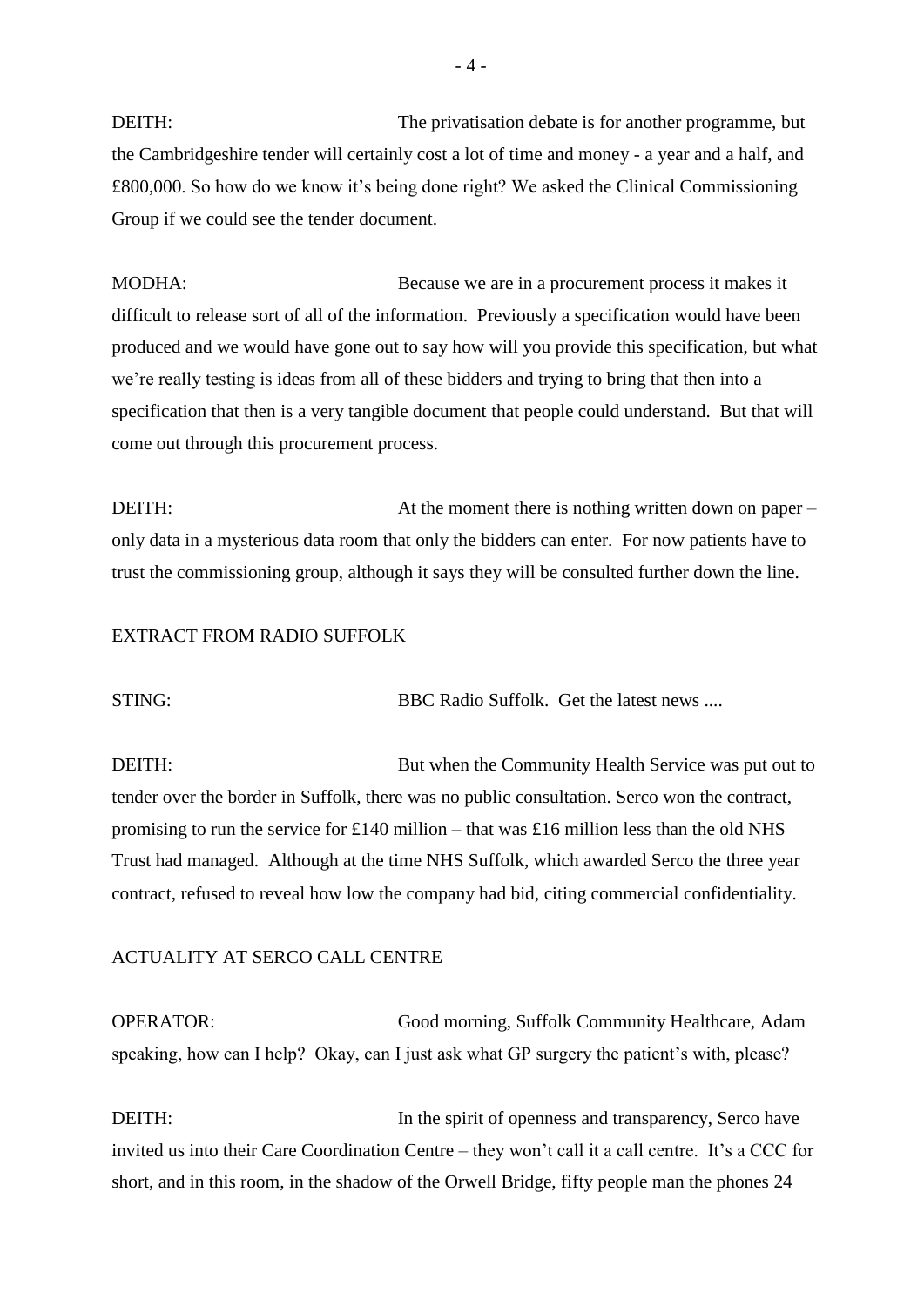DEITH: The privatisation debate is for another programme, but the Cambridgeshire tender will certainly cost a lot of time and money - a year and a half, and £800,000. So how do we know it's being done right? We asked the Clinical Commissioning Group if we could see the tender document.

MODHA: Because we are in a procurement process it makes it difficult to release sort of all of the information. Previously a specification would have been produced and we would have gone out to say how will you provide this specification, but what we're really testing is ideas from all of these bidders and trying to bring that then into a specification that then is a very tangible document that people could understand. But that will come out through this procurement process.

DEITH: At the moment there is nothing written down on paper – only data in a mysterious data room that only the bidders can enter. For now patients have to trust the commissioning group, although it says they will be consulted further down the line.

EXTRACT FROM RADIO SUFFOLK

STING: BBC Radio Suffolk. Get the latest news ....

DEITH: But when the Community Health Service was put out to tender over the border in Suffolk, there was no public consultation. Serco won the contract, promising to run the service for £140 million – that was £16 million less than the old NHS Trust had managed. Although at the time NHS Suffolk, which awarded Serco the three year contract, refused to reveal how low the company had bid, citing commercial confidentiality.

ACTUALITY AT SERCO CALL CENTRE

OPERATOR: Good morning, Suffolk Community Healthcare, Adam speaking, how can I help? Okay, can I just ask what GP surgery the patient's with, please?

DEITH: In the spirit of openness and transparency, Serco have invited us into their Care Coordination Centre – they won't call it a call centre. It's a CCC for short, and in this room, in the shadow of the Orwell Bridge, fifty people man the phones 24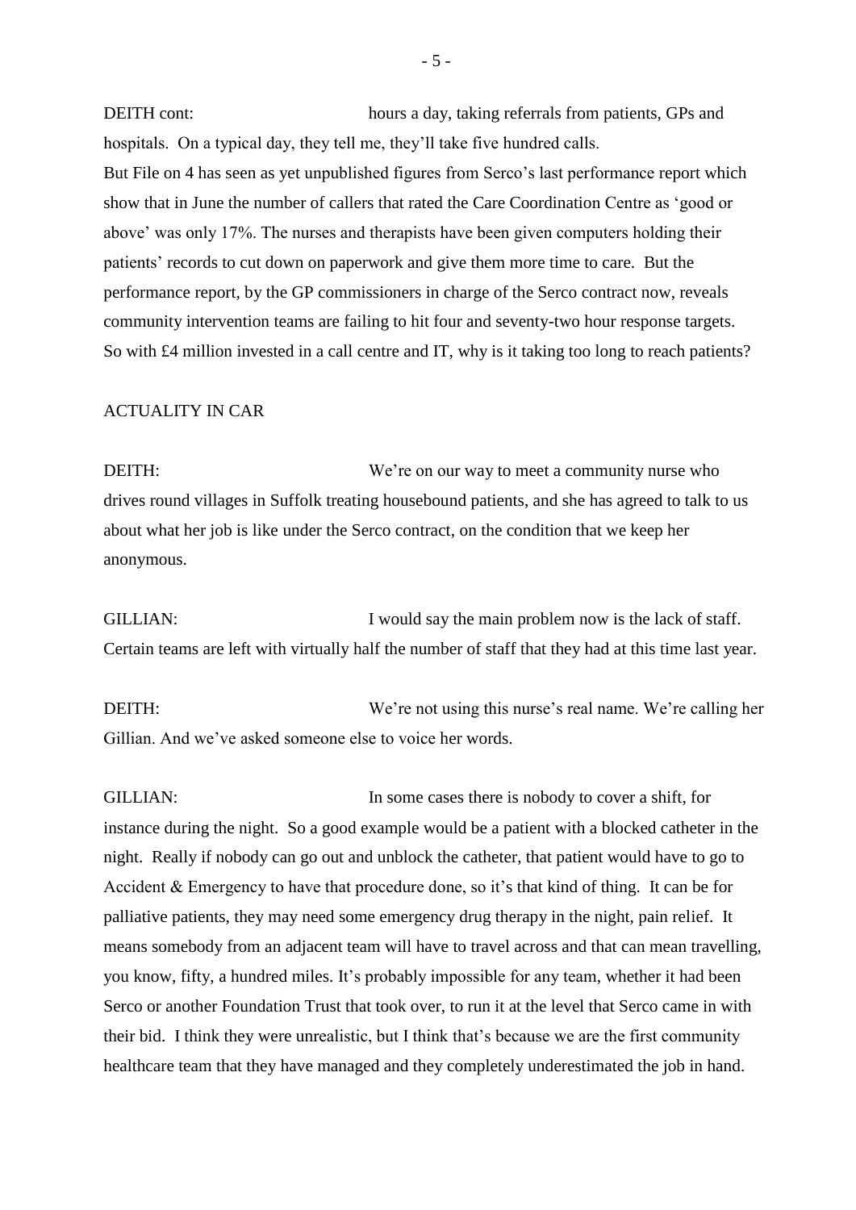DEITH cont: hours a day, taking referrals from patients, GPs and hospitals. On a typical day, they tell me, they'll take five hundred calls.
But File on 4 has seen as yet unpublished figures from Serco's last performance report which show that in June the number of callers that rated the Care Coordination Centre as 'good or above' was only 17%. The nurses and therapists have been given computers holding their patients' records to cut down on paperwork and give them more time to care. But the performance report, by the GP commissioners in charge of the Serco contract now, reveals community intervention teams are failing to hit four and seventy-two hour response targets. So with £4 million invested in a call centre and IT, why is it taking too long to reach patients?

ACTUALITY IN CAR

DEITH: We're on our way to meet a community nurse who drives round villages in Suffolk treating housebound patients, and she has agreed to talk to us about what her job is like under the Serco contract, on the condition that we keep her anonymous.

GILLIAN: I would say the main problem now is the lack of staff. Certain teams are left with virtually half the number of staff that they had at this time last year.

DEITH: We're not using this nurse's real name. We're calling her Gillian. And we've asked someone else to voice her words.

GILLIAN: In some cases there is nobody to cover a shift, for instance during the night. So a good example would be a patient with a blocked catheter in the night. Really if nobody can go out and unblock the catheter, that patient would have to go to Accident & Emergency to have that procedure done, so it's that kind of thing. It can be for palliative patients, they may need some emergency drug therapy in the night, pain relief. It means somebody from an adjacent team will have to travel across and that can mean travelling, you know, fifty, a hundred miles. It's probably impossible for any team, whether it had been Serco or another Foundation Trust that took over, to run it at the level that Serco came in with their bid. I think they were unrealistic, but I think that's because we are the first community healthcare team that they have managed and they completely underestimated the job in hand.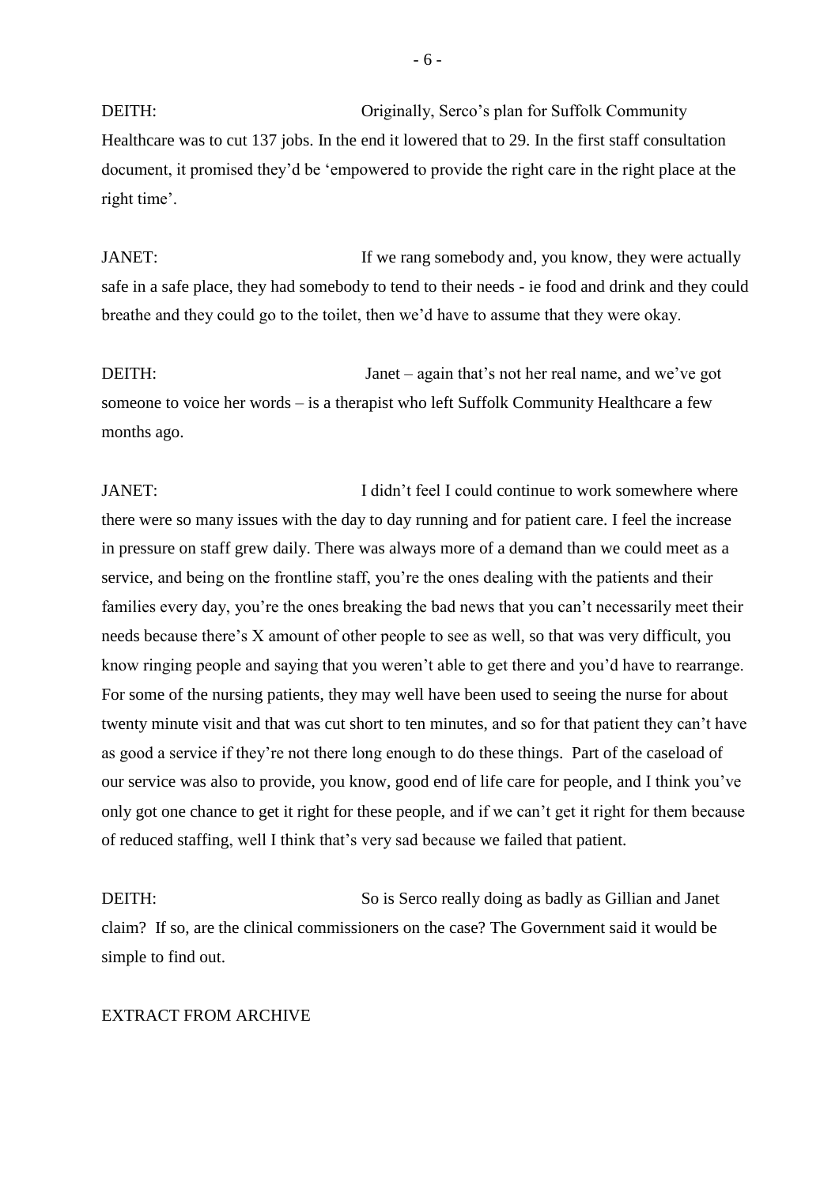DEITH: Originally, Serco's plan for Suffolk Community Healthcare was to cut 137 jobs. In the end it lowered that to 29. In the first staff consultation document, it promised they'd be 'empowered to provide the right care in the right place at the right time'.

JANET: If we rang somebody and, you know, they were actually safe in a safe place, they had somebody to tend to their needs - ie food and drink and they could breathe and they could go to the toilet, then we'd have to assume that they were okay.

DEITH: Janet – again that's not her real name, and we've got someone to voice her words – is a therapist who left Suffolk Community Healthcare a few months ago.

JANET: I didn't feel I could continue to work somewhere where there were so many issues with the day to day running and for patient care. I feel the increase in pressure on staff grew daily. There was always more of a demand than we could meet as a service, and being on the frontline staff, you're the ones dealing with the patients and their families every day, you're the ones breaking the bad news that you can't necessarily meet their needs because there's X amount of other people to see as well, so that was very difficult, you know ringing people and saying that you weren't able to get there and you'd have to rearrange. For some of the nursing patients, they may well have been used to seeing the nurse for about twenty minute visit and that was cut short to ten minutes, and so for that patient they can't have as good a service if they're not there long enough to do these things. Part of the caseload of our service was also to provide, you know, good end of life care for people, and I think you've only got one chance to get it right for these people, and if we can't get it right for them because of reduced staffing, well I think that's very sad because we failed that patient.

DEITH: So is Serco really doing as badly as Gillian and Janet claim? If so, are the clinical commissioners on the case? The Government said it would be simple to find out.

EXTRACT FROM ARCHIVE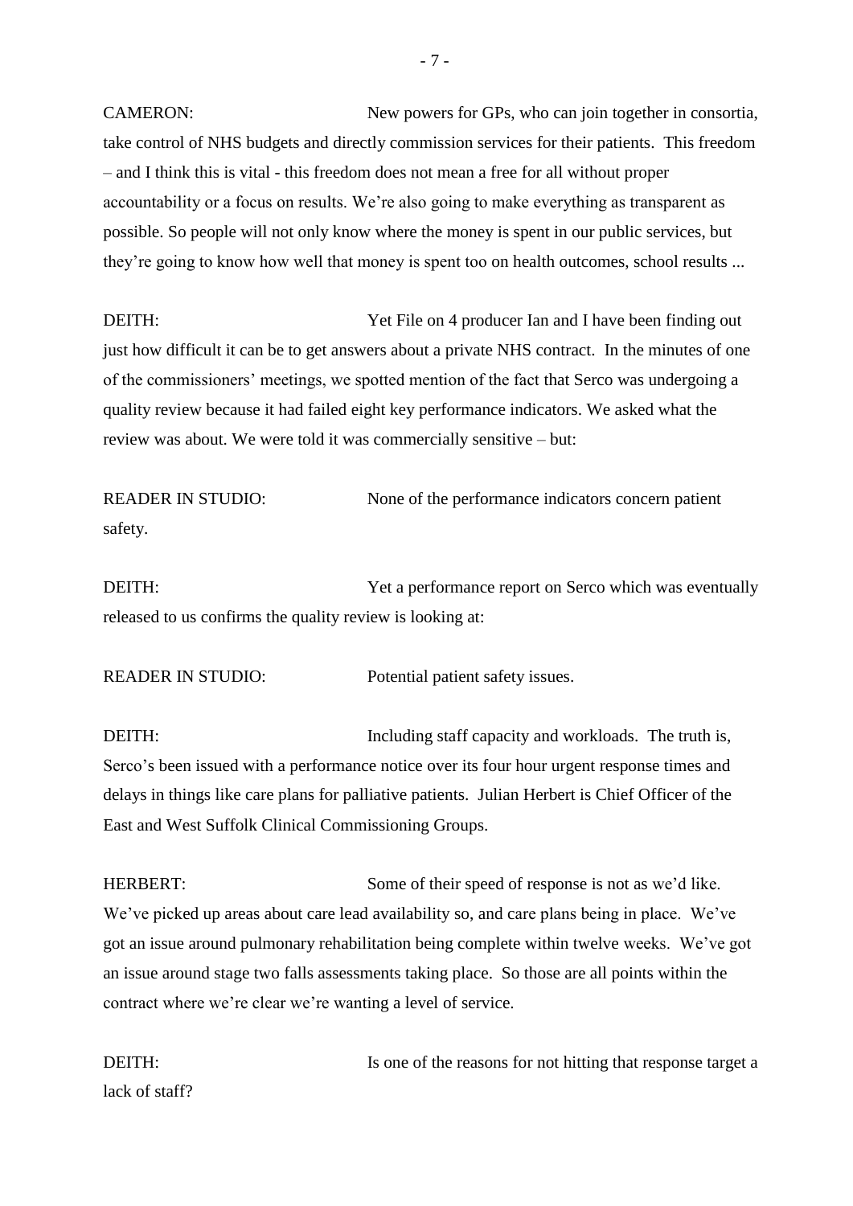CAMERON: New powers for GPs, who can join together in consortia, take control of NHS budgets and directly commission services for their patients. This freedom – and I think this is vital - this freedom does not mean a free for all without proper accountability or a focus on results. We're also going to make everything as transparent as possible. So people will not only know where the money is spent in our public services, but they're going to know how well that money is spent too on health outcomes, school results ...

DEITH: Yet File on 4 producer Ian and I have been finding out just how difficult it can be to get answers about a private NHS contract. In the minutes of one of the commissioners' meetings, we spotted mention of the fact that Serco was undergoing a quality review because it had failed eight key performance indicators. We asked what the review was about. We were told it was commercially sensitive – but:

READER IN STUDIO: None of the performance indicators concern patient safety.

DEITH: Yet a performance report on Serco which was eventually released to us confirms the quality review is looking at:

READER IN STUDIO: Potential patient safety issues.

DEITH: Including staff capacity and workloads. The truth is, Serco's been issued with a performance notice over its four hour urgent response times and delays in things like care plans for palliative patients. Julian Herbert is Chief Officer of the East and West Suffolk Clinical Commissioning Groups.

HERBERT: Some of their speed of response is not as we'd like. We've picked up areas about care lead availability so, and care plans being in place. We've got an issue around pulmonary rehabilitation being complete within twelve weeks. We've got an issue around stage two falls assessments taking place. So those are all points within the contract where we're clear we're wanting a level of service.

DEITH: Is one of the reasons for not hitting that response target a lack of staff?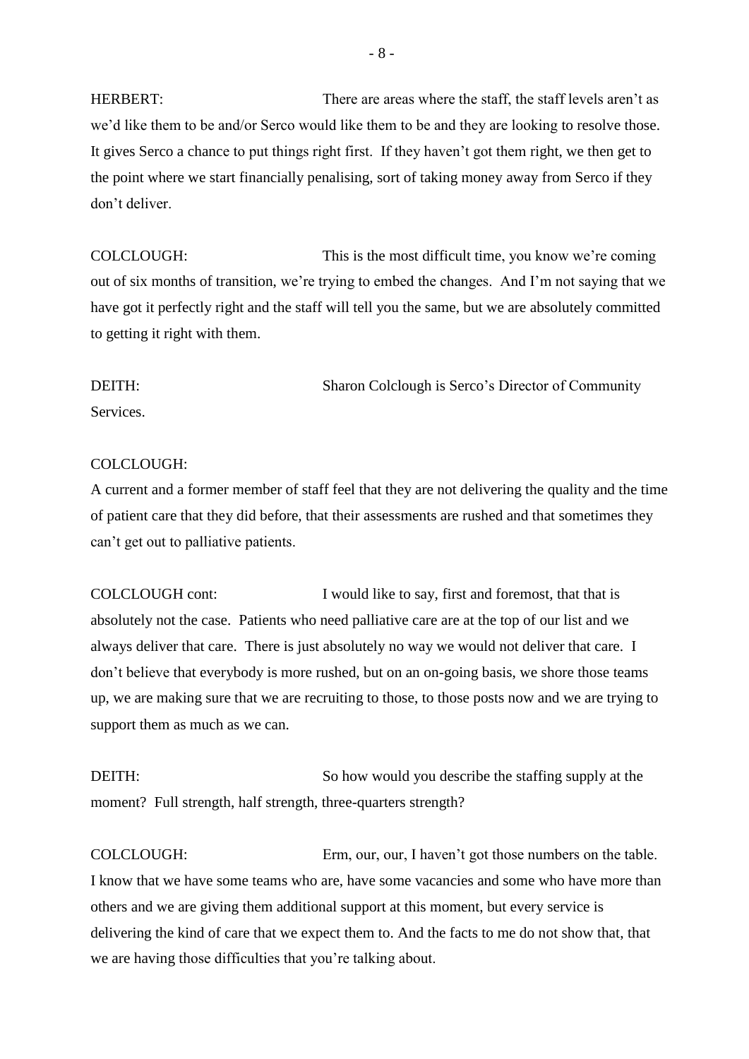HERBERT: There are areas where the staff, the staff levels aren't as we'd like them to be and/or Serco would like them to be and they are looking to resolve those. It gives Serco a chance to put things right first. If they haven't got them right, we then get to the point where we start financially penalising, sort of taking money away from Serco if they don't deliver.

COLCLOUGH: This is the most difficult time, you know we're coming out of six months of transition, we're trying to embed the changes. And I'm not saying that we have got it perfectly right and the staff will tell you the same, but we are absolutely committed to getting it right with them.

DEITH: Sharon Colclough is Serco's Director of Community Services.

COLCLOUGH:
A current and a former member of staff feel that they are not delivering the quality and the time of patient care that they did before, that their assessments are rushed and that sometimes they can't get out to palliative patients.

COLCLOUGH cont: I would like to say, first and foremost, that that is absolutely not the case. Patients who need palliative care are at the top of our list and we always deliver that care. There is just absolutely no way we would not deliver that care. I don't believe that everybody is more rushed, but on an on-going basis, we shore those teams up, we are making sure that we are recruiting to those, to those posts now and we are trying to support them as much as we can.

DEITH: So how would you describe the staffing supply at the moment? Full strength, half strength, three-quarters strength?

COLCLOUGH: Erm, our, our, I haven't got those numbers on the table. I know that we have some teams who are, have some vacancies and some who have more than others and we are giving them additional support at this moment, but every service is delivering the kind of care that we expect them to. And the facts to me do not show that, that we are having those difficulties that you're talking about.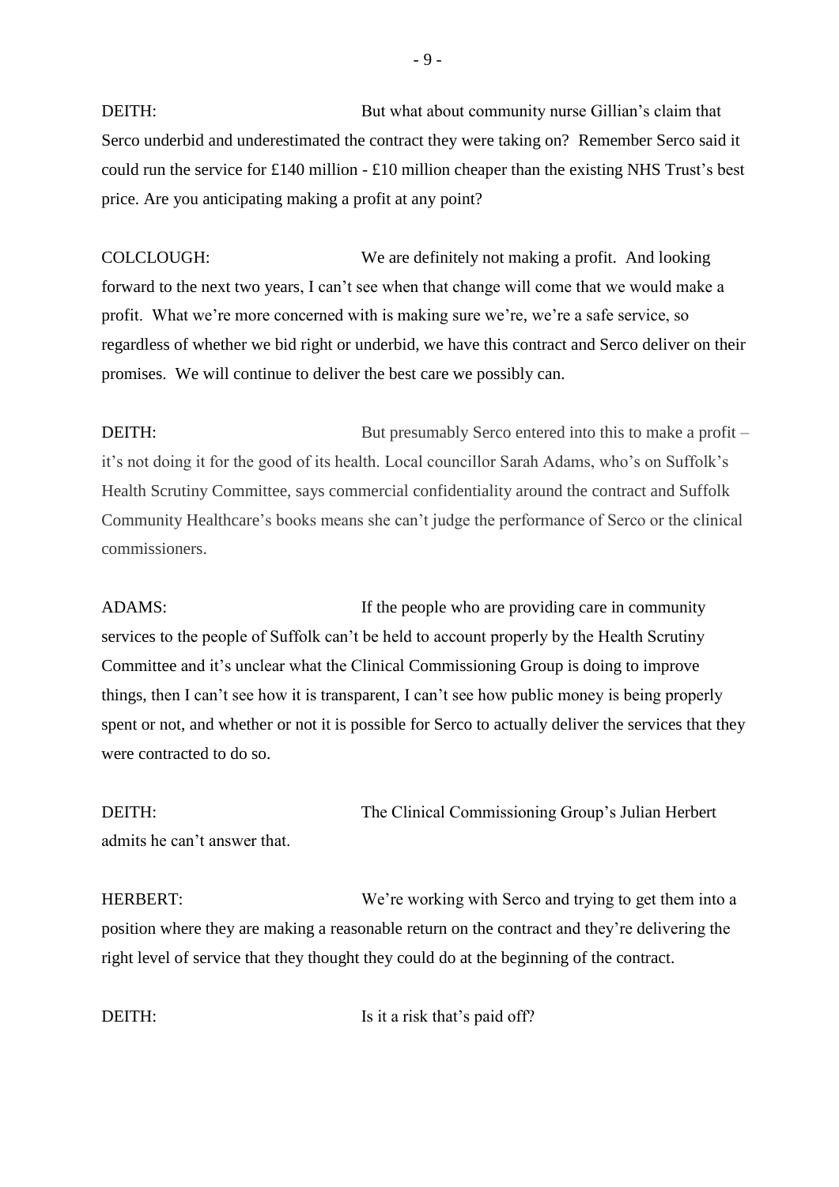DEITH: But what about community nurse Gillian's claim that Serco underbid and underestimated the contract they were taking on? Remember Serco said it could run the service for £140 million - £10 million cheaper than the existing NHS Trust's best price. Are you anticipating making a profit at any point?

COLCLOUGH: We are definitely not making a profit. And looking forward to the next two years, I can't see when that change will come that we would make a profit. What we're more concerned with is making sure we're, we're a safe service, so regardless of whether we bid right or underbid, we have this contract and Serco deliver on their promises. We will continue to deliver the best care we possibly can.

DEITH: But presumably Serco entered into this to make a profit – it's not doing it for the good of its health. Local councillor Sarah Adams, who's on Suffolk's Health Scrutiny Committee, says commercial confidentiality around the contract and Suffolk Community Healthcare's books means she can't judge the performance of Serco or the clinical commissioners.

ADAMS: If the people who are providing care in community services to the people of Suffolk can't be held to account properly by the Health Scrutiny Committee and it's unclear what the Clinical Commissioning Group is doing to improve things, then I can't see how it is transparent, I can't see how public money is being properly spent or not, and whether or not it is possible for Serco to actually deliver the services that they were contracted to do so.

DEITH: The Clinical Commissioning Group's Julian Herbert admits he can't answer that.

HERBERT: We're working with Serco and trying to get them into a position where they are making a reasonable return on the contract and they're delivering the right level of service that they thought they could do at the beginning of the contract.

DEITH: Is it a risk that's paid off?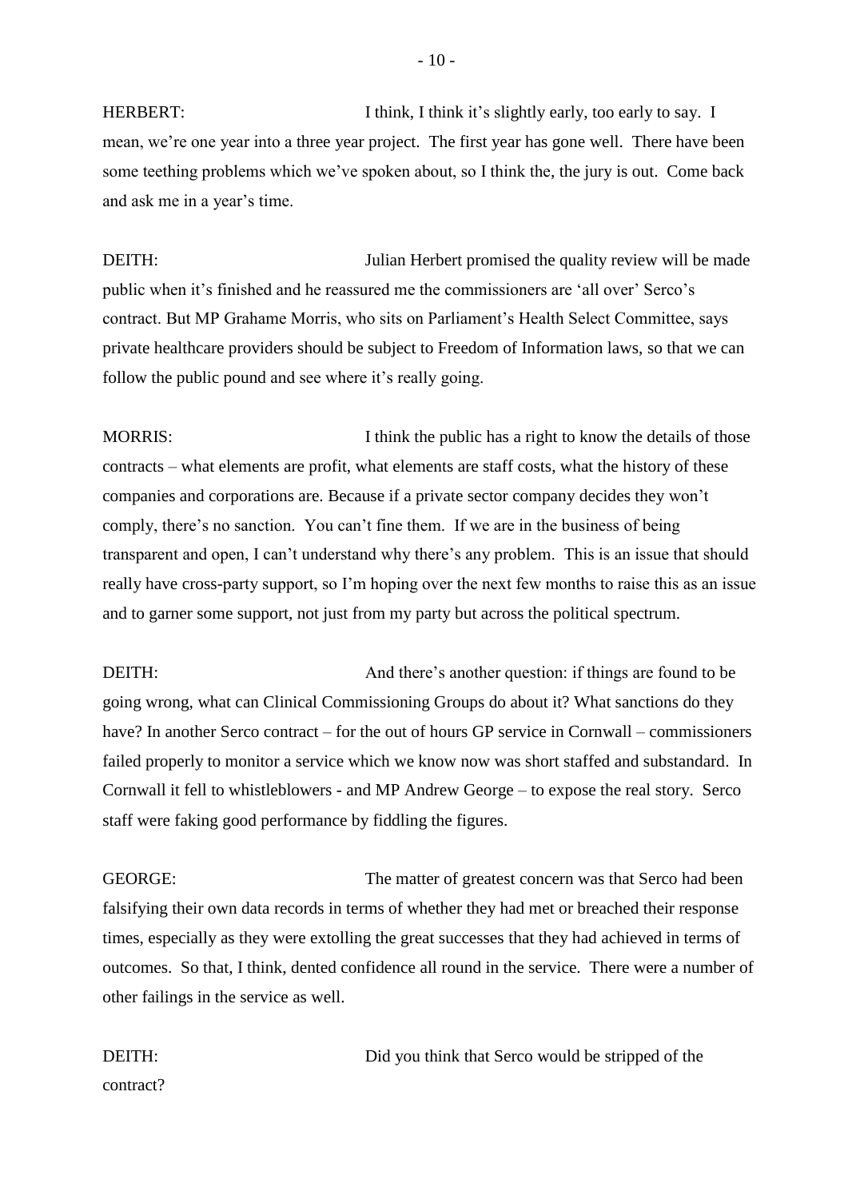HERBERT: I think, I think it's slightly early, too early to say. I mean, we're one year into a three year project. The first year has gone well. There have been some teething problems which we've spoken about, so I think the, the jury is out. Come back and ask me in a year's time.

DEITH: Julian Herbert promised the quality review will be made public when it's finished and he reassured me the commissioners are 'all over' Serco's contract. But MP Grahame Morris, who sits on Parliament's Health Select Committee, says private healthcare providers should be subject to Freedom of Information laws, so that we can follow the public pound and see where it's really going.

MORRIS: I think the public has a right to know the details of those contracts – what elements are profit, what elements are staff costs, what the history of these companies and corporations are. Because if a private sector company decides they won't comply, there's no sanction. You can't fine them. If we are in the business of being transparent and open, I can't understand why there's any problem. This is an issue that should really have cross-party support, so I'm hoping over the next few months to raise this as an issue and to garner some support, not just from my party but across the political spectrum.

DEITH: And there's another question: if things are found to be going wrong, what can Clinical Commissioning Groups do about it? What sanctions do they have? In another Serco contract – for the out of hours GP service in Cornwall – commissioners failed properly to monitor a service which we know now was short staffed and substandard. In Cornwall it fell to whistleblowers - and MP Andrew George – to expose the real story. Serco staff were faking good performance by fiddling the figures.

GEORGE: The matter of greatest concern was that Serco had been falsifying their own data records in terms of whether they had met or breached their response times, especially as they were extolling the great successes that they had achieved in terms of outcomes. So that, I think, dented confidence all round in the service. There were a number of other failings in the service as well.

DEITH: Did you think that Serco would be stripped of the contract?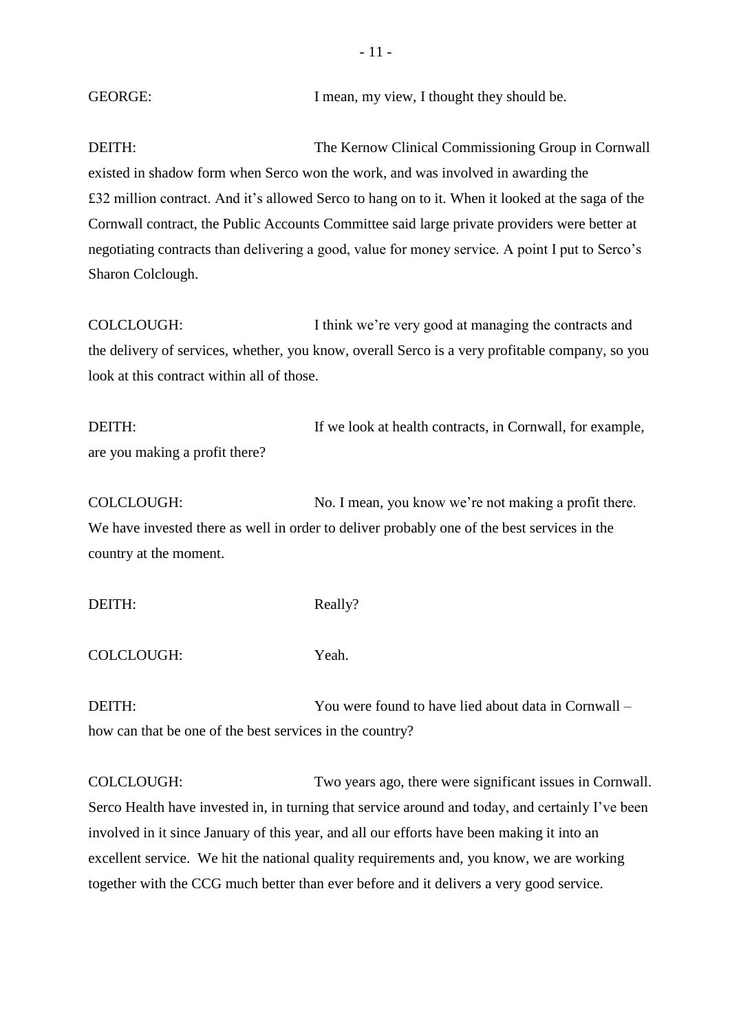GEORGE: I mean, my view, I thought they should be.

DEITH: The Kernow Clinical Commissioning Group in Cornwall existed in shadow form when Serco won the work, and was involved in awarding the £32 million contract. And it's allowed Serco to hang on to it. When it looked at the saga of the Cornwall contract, the Public Accounts Committee said large private providers were better at negotiating contracts than delivering a good, value for money service. A point I put to Serco's Sharon Colclough.

COLCLOUGH: I think we're very good at managing the contracts and the delivery of services, whether, you know, overall Serco is a very profitable company, so you look at this contract within all of those.

DEITH: If we look at health contracts, in Cornwall, for example, are you making a profit there?

COLCLOUGH: No. I mean, you know we're not making a profit there. We have invested there as well in order to deliver probably one of the best services in the country at the moment.

DEITH: Really?

COLCLOUGH: Yeah.

DEITH: You were found to have lied about data in Cornwall – how can that be one of the best services in the country?

COLCLOUGH: Two years ago, there were significant issues in Cornwall. Serco Health have invested in, in turning that service around and today, and certainly I've been involved in it since January of this year, and all our efforts have been making it into an excellent service. We hit the national quality requirements and, you know, we are working together with the CCG much better than ever before and it delivers a very good service.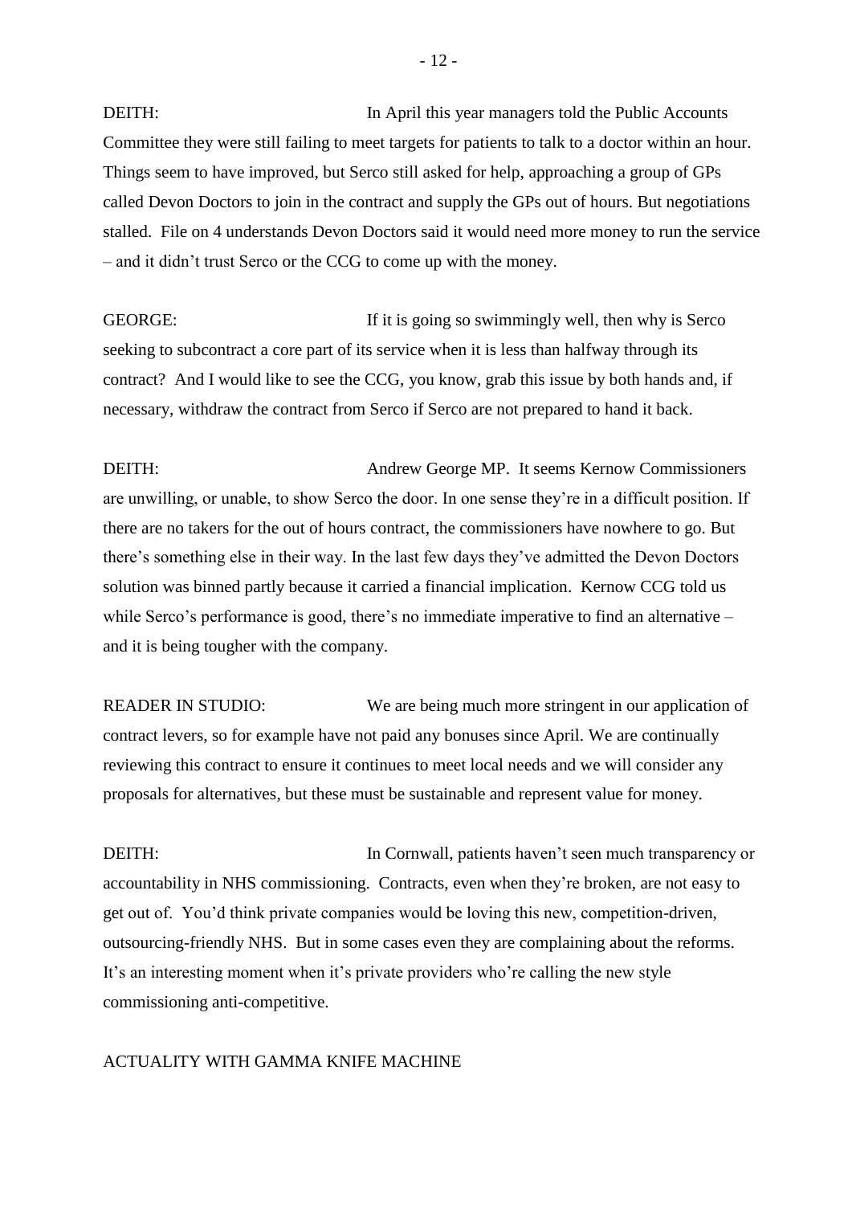DEITH: In April this year managers told the Public Accounts Committee they were still failing to meet targets for patients to talk to a doctor within an hour. Things seem to have improved, but Serco still asked for help, approaching a group of GPs called Devon Doctors to join in the contract and supply the GPs out of hours. But negotiations stalled. File on 4 understands Devon Doctors said it would need more money to run the service – and it didn't trust Serco or the CCG to come up with the money.

GEORGE: If it is going so swimmingly well, then why is Serco seeking to subcontract a core part of its service when it is less than halfway through its contract? And I would like to see the CCG, you know, grab this issue by both hands and, if necessary, withdraw the contract from Serco if Serco are not prepared to hand it back.

DEITH: Andrew George MP. It seems Kernow Commissioners are unwilling, or unable, to show Serco the door. In one sense they're in a difficult position. If there are no takers for the out of hours contract, the commissioners have nowhere to go. But there's something else in their way. In the last few days they've admitted the Devon Doctors solution was binned partly because it carried a financial implication. Kernow CCG told us while Serco's performance is good, there's no immediate imperative to find an alternative – and it is being tougher with the company.

READER IN STUDIO: We are being much more stringent in our application of contract levers, so for example have not paid any bonuses since April. We are continually reviewing this contract to ensure it continues to meet local needs and we will consider any proposals for alternatives, but these must be sustainable and represent value for money.

DEITH: In Cornwall, patients haven't seen much transparency or accountability in NHS commissioning. Contracts, even when they're broken, are not easy to get out of. You'd think private companies would be loving this new, competition-driven, outsourcing-friendly NHS. But in some cases even they are complaining about the reforms. It's an interesting moment when it's private providers who're calling the new style commissioning anti-competitive.

ACTUALITY WITH GAMMA KNIFE MACHINE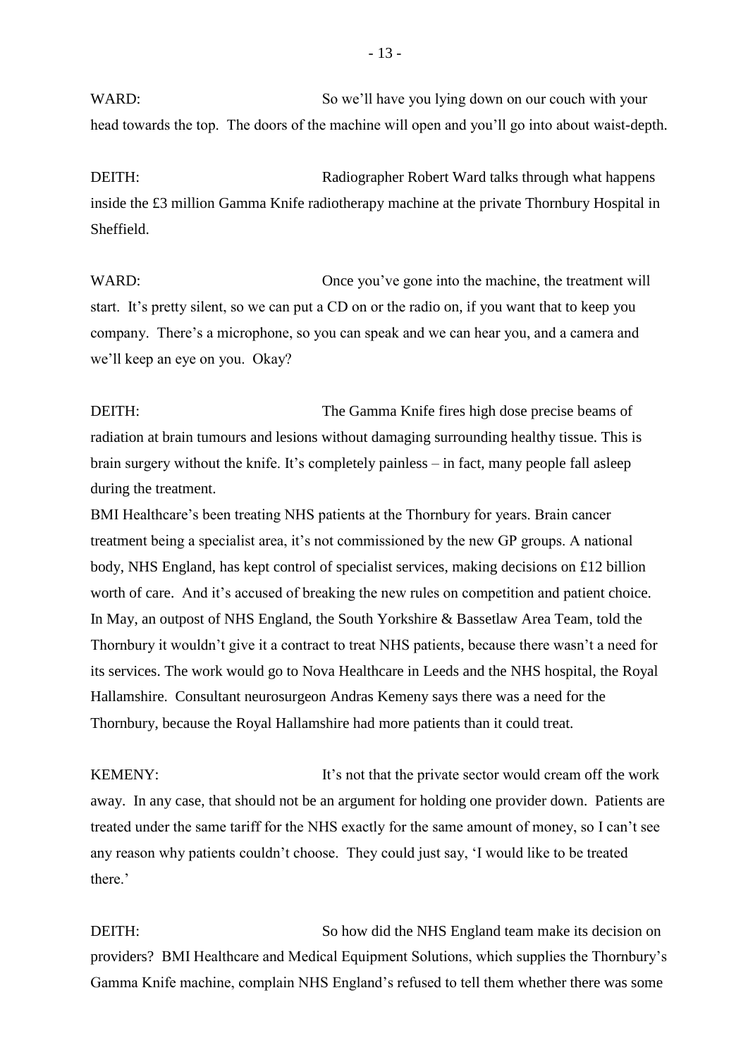WARD: So we'll have you lying down on our couch with your head towards the top. The doors of the machine will open and you'll go into about waist-depth.

DEITH: Radiographer Robert Ward talks through what happens inside the £3 million Gamma Knife radiotherapy machine at the private Thornbury Hospital in Sheffield.

WARD: Once you've gone into the machine, the treatment will start. It's pretty silent, so we can put a CD on or the radio on, if you want that to keep you company. There's a microphone, so you can speak and we can hear you, and a camera and we'll keep an eye on you. Okay?

DEITH: The Gamma Knife fires high dose precise beams of radiation at brain tumours and lesions without damaging surrounding healthy tissue. This is brain surgery without the knife. It's completely painless – in fact, many people fall asleep during the treatment.

BMI Healthcare's been treating NHS patients at the Thornbury for years. Brain cancer treatment being a specialist area, it's not commissioned by the new GP groups. A national body, NHS England, has kept control of specialist services, making decisions on £12 billion worth of care. And it's accused of breaking the new rules on competition and patient choice. In May, an outpost of NHS England, the South Yorkshire & Bassetlaw Area Team, told the Thornbury it wouldn't give it a contract to treat NHS patients, because there wasn't a need for its services. The work would go to Nova Healthcare in Leeds and the NHS hospital, the Royal Hallamshire. Consultant neurosurgeon Andras Kemeny says there was a need for the Thornbury, because the Royal Hallamshire had more patients than it could treat.

KEMENY: It's not that the private sector would cream off the work away. In any case, that should not be an argument for holding one provider down. Patients are treated under the same tariff for the NHS exactly for the same amount of money, so I can't see any reason why patients couldn't choose. They could just say, 'I would like to be treated there.'

DEITH: So how did the NHS England team make its decision on providers? BMI Healthcare and Medical Equipment Solutions, which supplies the Thornbury's Gamma Knife machine, complain NHS England's refused to tell them whether there was some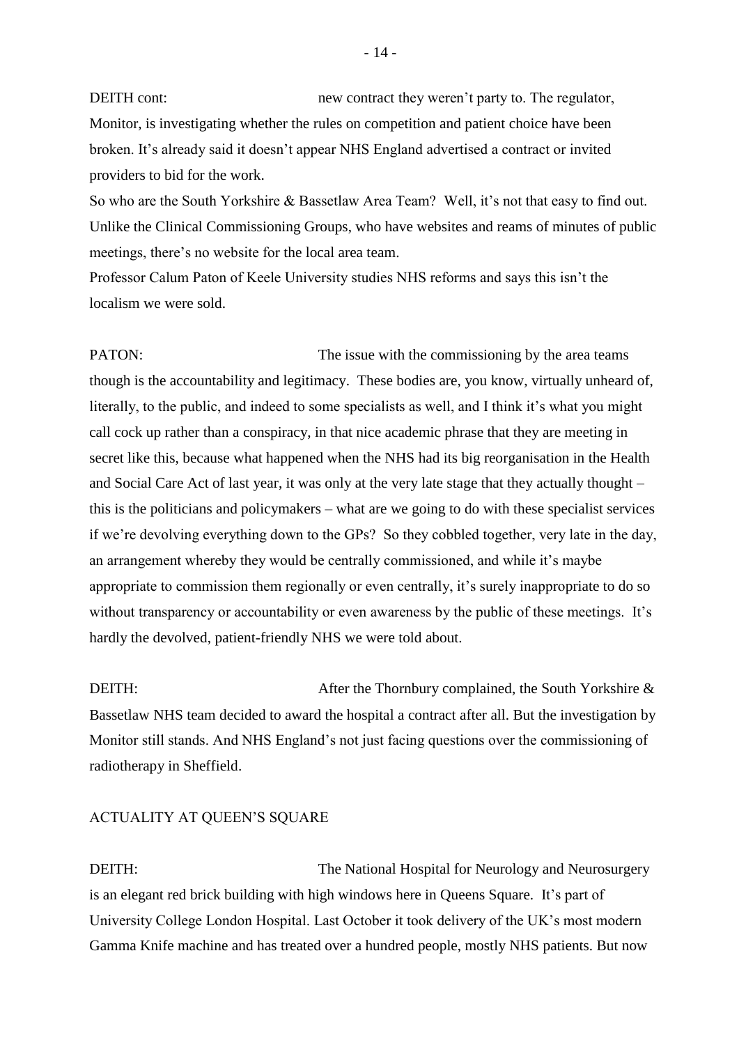DEITH cont: new contract they weren't party to. The regulator, Monitor, is investigating whether the rules on competition and patient choice have been broken. It's already said it doesn't appear NHS England advertised a contract or invited providers to bid for the work.

So who are the South Yorkshire & Bassetlaw Area Team? Well, it's not that easy to find out. Unlike the Clinical Commissioning Groups, who have websites and reams of minutes of public meetings, there's no website for the local area team.

Professor Calum Paton of Keele University studies NHS reforms and says this isn't the localism we were sold.

PATON: The issue with the commissioning by the area teams though is the accountability and legitimacy. These bodies are, you know, virtually unheard of, literally, to the public, and indeed to some specialists as well, and I think it's what you might call cock up rather than a conspiracy, in that nice academic phrase that they are meeting in secret like this, because what happened when the NHS had its big reorganisation in the Health and Social Care Act of last year, it was only at the very late stage that they actually thought – this is the politicians and policymakers – what are we going to do with these specialist services if we're devolving everything down to the GPs? So they cobbled together, very late in the day, an arrangement whereby they would be centrally commissioned, and while it's maybe appropriate to commission them regionally or even centrally, it's surely inappropriate to do so without transparency or accountability or even awareness by the public of these meetings. It's hardly the devolved, patient-friendly NHS we were told about.

DEITH: After the Thornbury complained, the South Yorkshire & Bassetlaw NHS team decided to award the hospital a contract after all. But the investigation by Monitor still stands. And NHS England's not just facing questions over the commissioning of radiotherapy in Sheffield.

ACTUALITY AT QUEEN'S SQUARE

DEITH: The National Hospital for Neurology and Neurosurgery is an elegant red brick building with high windows here in Queens Square. It's part of University College London Hospital. Last October it took delivery of the UK's most modern Gamma Knife machine and has treated over a hundred people, mostly NHS patients. But now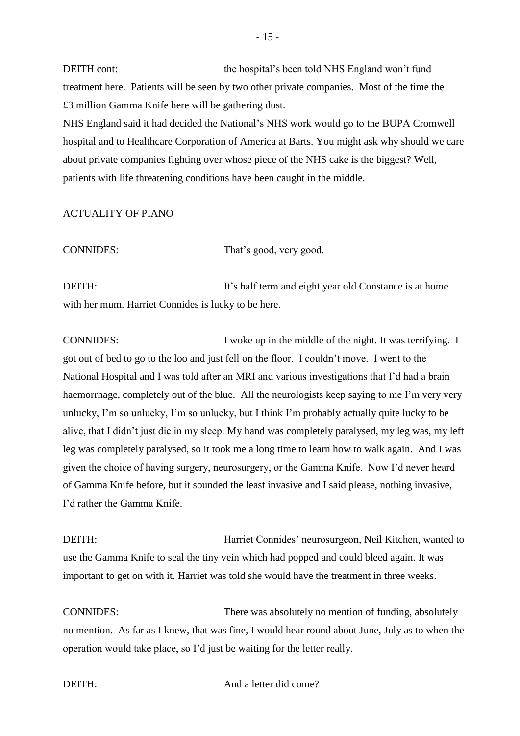DEITH cont: the hospital's been told NHS England won't fund treatment here. Patients will be seen by two other private companies. Most of the time the £3 million Gamma Knife here will be gathering dust.

NHS England said it had decided the National's NHS work would go to the BUPA Cromwell hospital and to Healthcare Corporation of America at Barts. You might ask why should we care about private companies fighting over whose piece of the NHS cake is the biggest? Well, patients with life threatening conditions have been caught in the middle.

ACTUALITY OF PIANO

CONNIDES: That's good, very good.

DEITH: It's half term and eight year old Constance is at home with her mum. Harriet Connides is lucky to be here.

CONNIDES: I woke up in the middle of the night. It was terrifying. I got out of bed to go to the loo and just fell on the floor. I couldn't move. I went to the National Hospital and I was told after an MRI and various investigations that I'd had a brain haemorrhage, completely out of the blue. All the neurologists keep saying to me I'm very very unlucky, I'm so unlucky, I'm so unlucky, but I think I'm probably actually quite lucky to be alive, that I didn't just die in my sleep. My hand was completely paralysed, my leg was, my left leg was completely paralysed, so it took me a long time to learn how to walk again. And I was given the choice of having surgery, neurosurgery, or the Gamma Knife. Now I'd never heard of Gamma Knife before, but it sounded the least invasive and I said please, nothing invasive, I'd rather the Gamma Knife.

DEITH: Harriet Connides' neurosurgeon, Neil Kitchen, wanted to use the Gamma Knife to seal the tiny vein which had popped and could bleed again. It was important to get on with it. Harriet was told she would have the treatment in three weeks.

CONNIDES: There was absolutely no mention of funding, absolutely no mention. As far as I knew, that was fine, I would hear round about June, July as to when the operation would take place, so I'd just be waiting for the letter really.

DEITH: And a letter did come?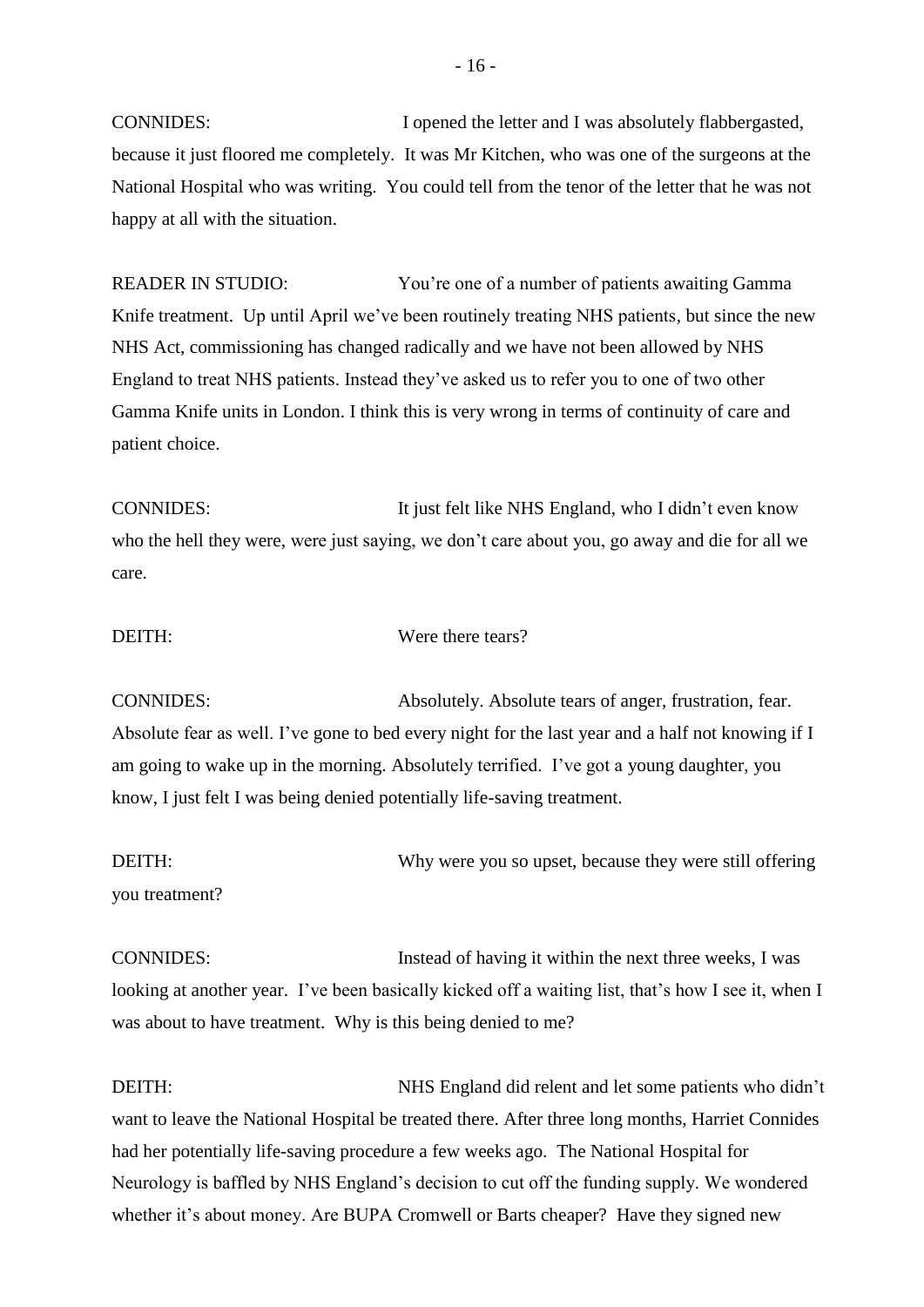CONNIDES: I opened the letter and I was absolutely flabbergasted, because it just floored me completely. It was Mr Kitchen, who was one of the surgeons at the National Hospital who was writing. You could tell from the tenor of the letter that he was not happy at all with the situation.

READER IN STUDIO: You're one of a number of patients awaiting Gamma Knife treatment. Up until April we've been routinely treating NHS patients, but since the new NHS Act, commissioning has changed radically and we have not been allowed by NHS England to treat NHS patients. Instead they've asked us to refer you to one of two other Gamma Knife units in London. I think this is very wrong in terms of continuity of care and patient choice.

CONNIDES: It just felt like NHS England, who I didn't even know who the hell they were, were just saying, we don't care about you, go away and die for all we care.

DEITH: Were there tears?

CONNIDES: Absolutely. Absolute tears of anger, frustration, fear. Absolute fear as well. I've gone to bed every night for the last year and a half not knowing if I am going to wake up in the morning. Absolutely terrified. I've got a young daughter, you know, I just felt I was being denied potentially life-saving treatment.

DEITH: Why were you so upset, because they were still offering you treatment?

CONNIDES: Instead of having it within the next three weeks, I was looking at another year. I've been basically kicked off a waiting list, that's how I see it, when I was about to have treatment. Why is this being denied to me?

DEITH: NHS England did relent and let some patients who didn't want to leave the National Hospital be treated there. After three long months, Harriet Connides had her potentially life-saving procedure a few weeks ago. The National Hospital for Neurology is baffled by NHS England's decision to cut off the funding supply. We wondered whether it's about money. Are BUPA Cromwell or Barts cheaper? Have they signed new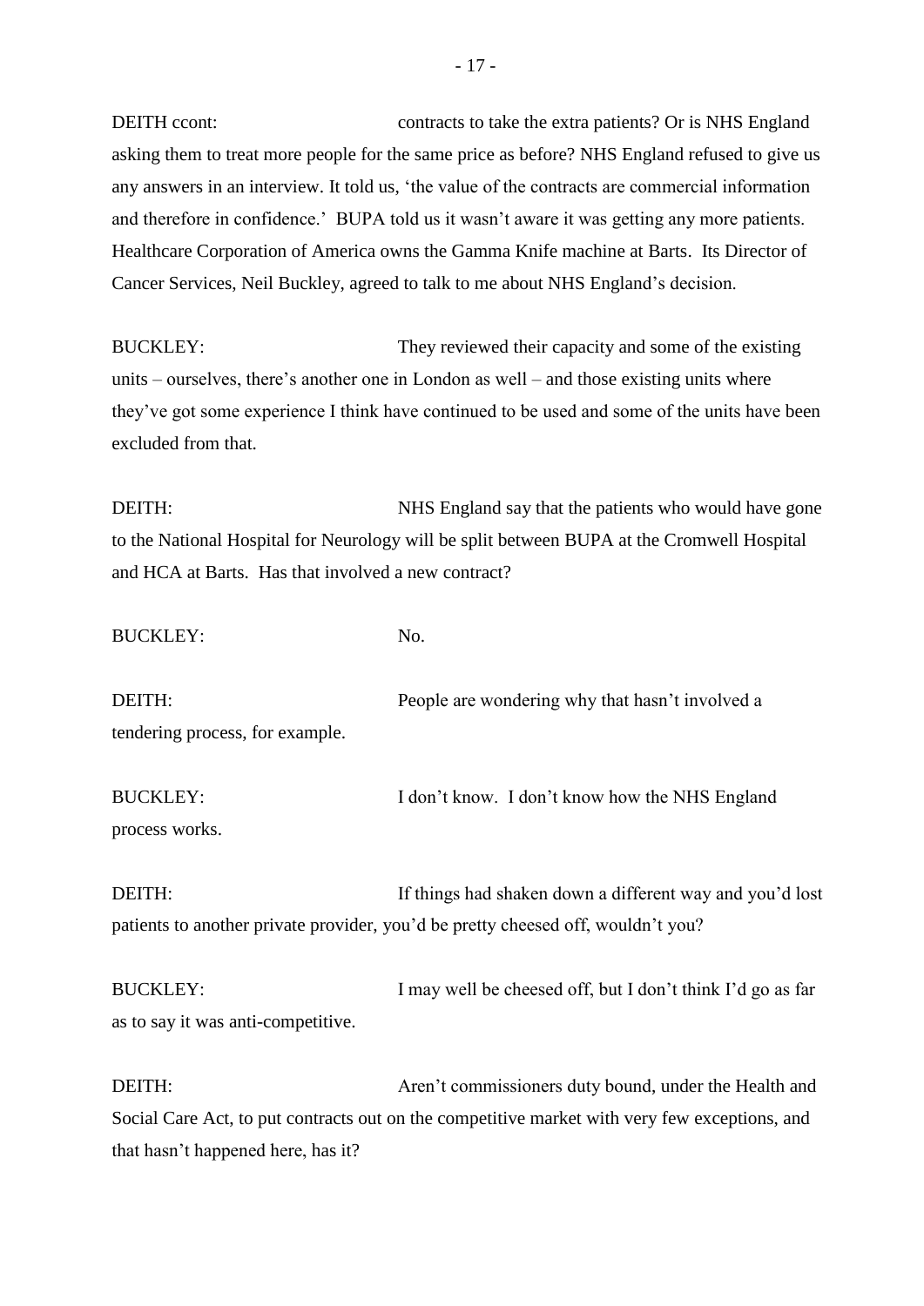DEITH ccont: contracts to take the extra patients? Or is NHS England asking them to treat more people for the same price as before? NHS England refused to give us any answers in an interview. It told us, 'the value of the contracts are commercial information and therefore in confidence.' BUPA told us it wasn't aware it was getting any more patients. Healthcare Corporation of America owns the Gamma Knife machine at Barts. Its Director of Cancer Services, Neil Buckley, agreed to talk to me about NHS England's decision.

BUCKLEY: They reviewed their capacity and some of the existing units – ourselves, there's another one in London as well – and those existing units where they've got some experience I think have continued to be used and some of the units have been excluded from that.

DEITH: NHS England say that the patients who would have gone to the National Hospital for Neurology will be split between BUPA at the Cromwell Hospital and HCA at Barts. Has that involved a new contract?

BUCKLEY: No.

DEITH: People are wondering why that hasn't involved a tendering process, for example.

BUCKLEY: I don't know. I don't know how the NHS England process works.

DEITH: If things had shaken down a different way and you'd lost patients to another private provider, you'd be pretty cheesed off, wouldn't you?

BUCKLEY: I may well be cheesed off, but I don't think I'd go as far as to say it was anti-competitive.

DEITH: Aren't commissioners duty bound, under the Health and Social Care Act, to put contracts out on the competitive market with very few exceptions, and that hasn't happened here, has it?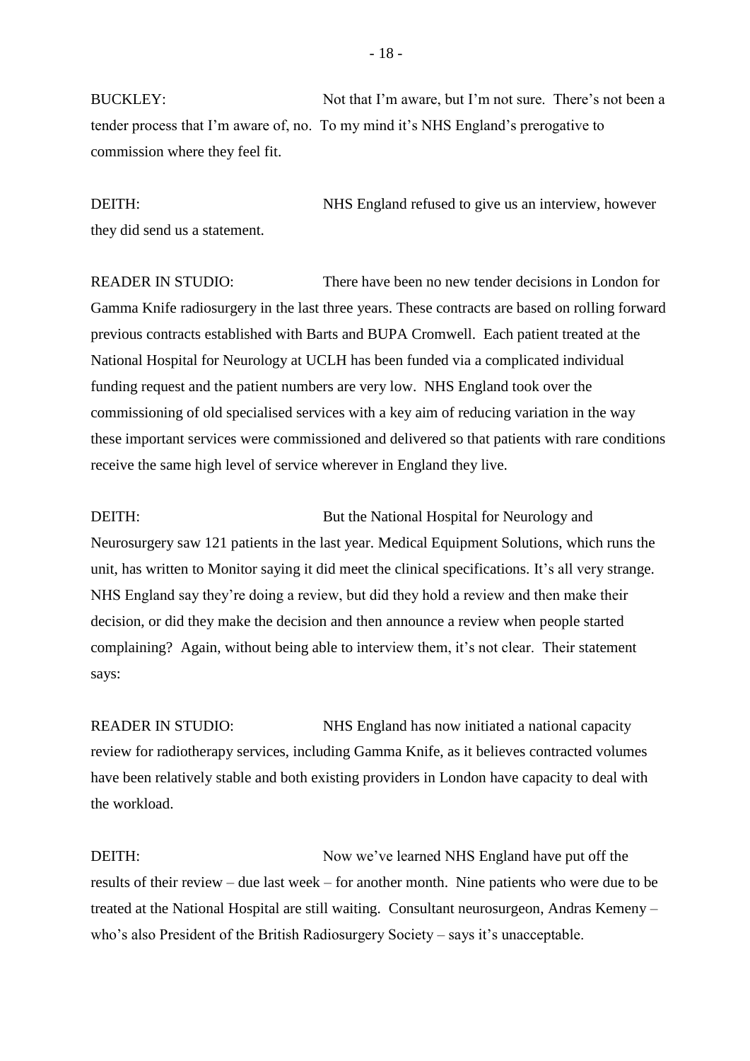BUCKLEY: Not that I'm aware, but I'm not sure. There's not been a tender process that I'm aware of, no. To my mind it's NHS England's prerogative to commission where they feel fit.

DEITH: NHS England refused to give us an interview, however they did send us a statement.

READER IN STUDIO: There have been no new tender decisions in London for Gamma Knife radiosurgery in the last three years. These contracts are based on rolling forward previous contracts established with Barts and BUPA Cromwell. Each patient treated at the National Hospital for Neurology at UCLH has been funded via a complicated individual funding request and the patient numbers are very low. NHS England took over the commissioning of old specialised services with a key aim of reducing variation in the way these important services were commissioned and delivered so that patients with rare conditions receive the same high level of service wherever in England they live.

DEITH: But the National Hospital for Neurology and Neurosurgery saw 121 patients in the last year. Medical Equipment Solutions, which runs the unit, has written to Monitor saying it did meet the clinical specifications. It's all very strange. NHS England say they're doing a review, but did they hold a review and then make their decision, or did they make the decision and then announce a review when people started complaining? Again, without being able to interview them, it's not clear. Their statement says:

READER IN STUDIO: NHS England has now initiated a national capacity review for radiotherapy services, including Gamma Knife, as it believes contracted volumes have been relatively stable and both existing providers in London have capacity to deal with the workload.

DEITH: Now we've learned NHS England have put off the results of their review – due last week – for another month. Nine patients who were due to be treated at the National Hospital are still waiting. Consultant neurosurgeon, Andras Kemeny – who's also President of the British Radiosurgery Society – says it's unacceptable.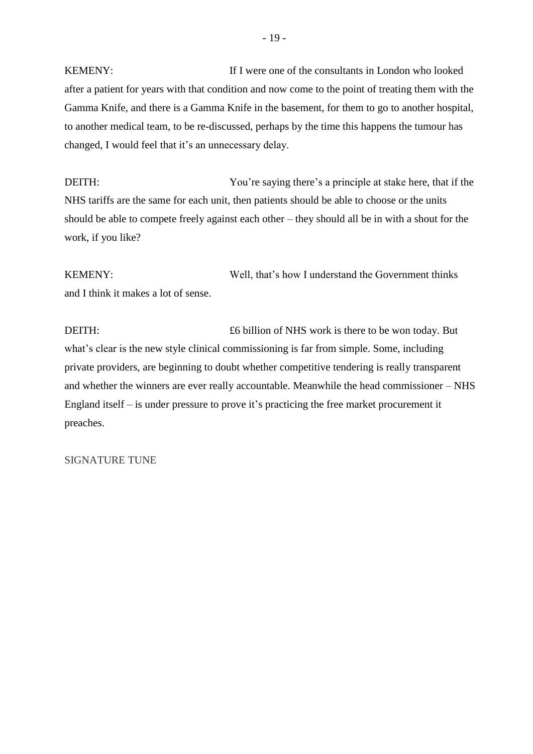KEMENY: If I were one of the consultants in London who looked after a patient for years with that condition and now come to the point of treating them with the Gamma Knife, and there is a Gamma Knife in the basement, for them to go to another hospital, to another medical team, to be re-discussed, perhaps by the time this happens the tumour has changed, I would feel that it's an unnecessary delay.

DEITH: You're saying there's a principle at stake here, that if the NHS tariffs are the same for each unit, then patients should be able to choose or the units should be able to compete freely against each other – they should all be in with a shout for the work, if you like?

KEMENY: Well, that's how I understand the Government thinks and I think it makes a lot of sense.

DEITH: £6 billion of NHS work is there to be won today. But what's clear is the new style clinical commissioning is far from simple. Some, including private providers, are beginning to doubt whether competitive tendering is really transparent and whether the winners are ever really accountable. Meanwhile the head commissioner – NHS England itself – is under pressure to prove it's practicing the free market procurement it preaches.

SIGNATURE TUNE